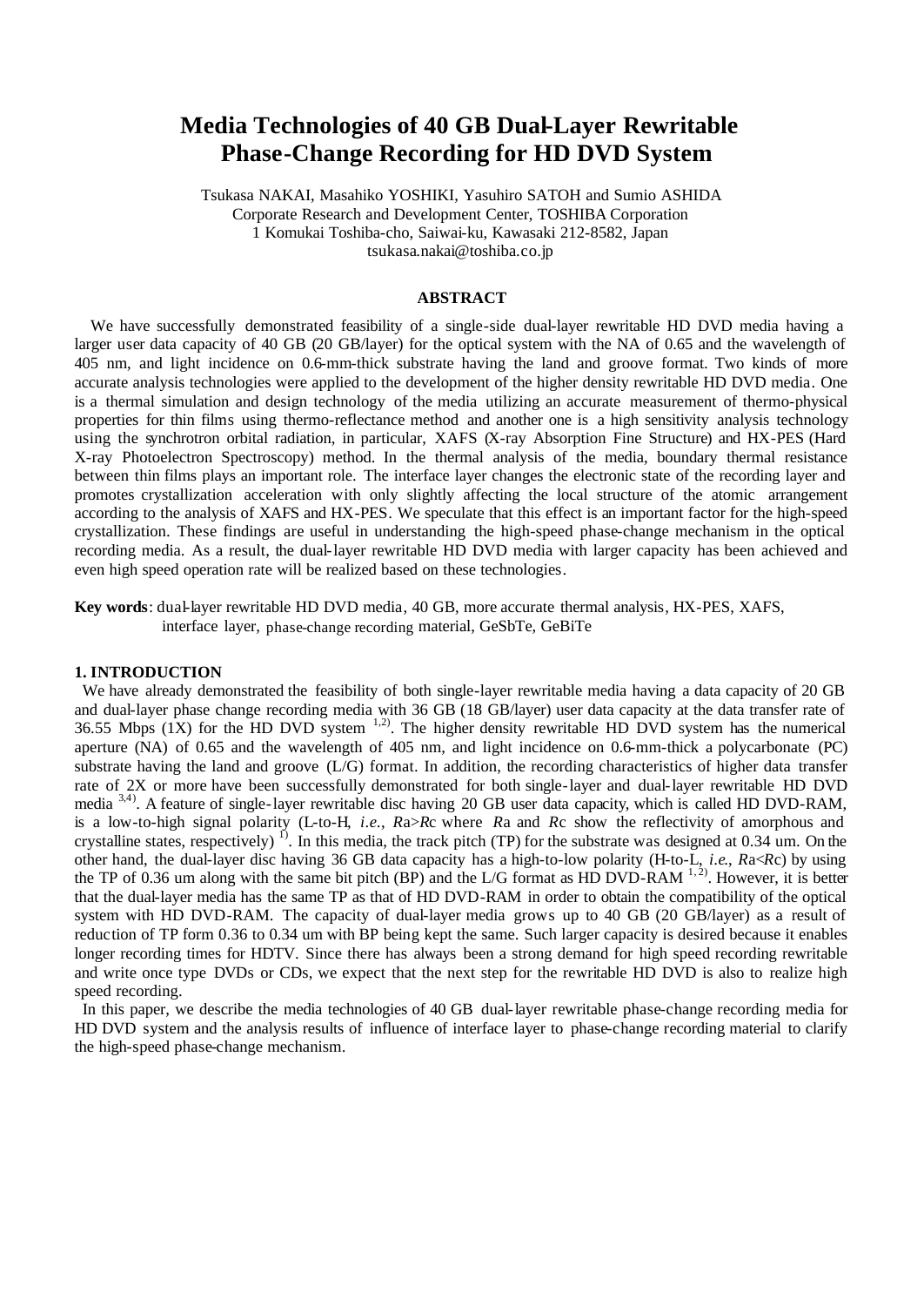# Media Technologies of 40 GB Dual-Layer Rewritable Phase-Change Recording for HD DVD System

Tsukasa NAKAI, Masahiko YOSHIKI, Yasuhiro SATOH and Sumio ASHIDA
Corporate Research and Development Center, TOSHIBA Corporation
1 Komukai Toshiba-cho, Saiwai-ku, Kawasaki 212-8582, Japan
tsukasa.nakai@toshiba.co.jp

## ABSTRACT

We have successfully demonstrated feasibility of a single-side dual-layer rewritable HD DVD media having a larger user data capacity of 40 GB (20 GB/layer) for the optical system with the NA of 0.65 and the wavelength of 405 nm, and light incidence on 0.6-mm-thick substrate having the land and groove format. Two kinds of more accurate analysis technologies were applied to the development of the higher density rewritable HD DVD media. One is a thermal simulation and design technology of the media utilizing an accurate measurement of thermo-physical properties for thin films using thermo-reflectance method and another one is a high sensitivity analysis technology using the synchrotron orbital radiation, in particular, XAFS (X-ray Absorption Fine Structure) and HX-PES (Hard X-ray Photoelectron Spectroscopy) method. In the thermal analysis of the media, boundary thermal resistance between thin films plays an important role. The interface layer changes the electronic state of the recording layer and promotes crystallization acceleration with only slightly affecting the local structure of the atomic arrangement according to the analysis of XAFS and HX-PES. We speculate that this effect is an important factor for the high-speed crystallization. These findings are useful in understanding the high-speed phase-change mechanism in the optical recording media. As a result, the dual-layer rewritable HD DVD media with larger capacity has been achieved and even high speed operation rate will be realized based on these technologies.

**Key words**: dual-layer rewritable HD DVD media, 40 GB, more accurate thermal analysis, HX-PES, XAFS, interface layer, phase-change recording material, GeSbTe, GeBiTe

## 1. INTRODUCTION

We have already demonstrated the feasibility of both single-layer rewritable media having a data capacity of 20 GB and dual-layer phase change recording media with 36 GB (18 GB/layer) user data capacity at the data transfer rate of 36.55 Mbps (1X) for the HD DVD system [1,2]. The higher density rewritable HD DVD system has the numerical aperture (NA) of 0.65 and the wavelength of 405 nm, and light incidence on 0.6-mm-thick a polycarbonate (PC) substrate having the land and groove (L/G) format. In addition, the recording characteristics of higher data transfer rate of 2X or more have been successfully demonstrated for both single-layer and dual-layer rewritable HD DVD media [3,4]. A feature of single-layer rewritable disc having 20 GB user data capacity, which is called HD DVD-RAM, is a low-to-high signal polarity (L-to-H, *i.e.*, $Ra>Rc$ where $Ra$ and $Rc$ show the reflectivity of amorphous and crystalline states, respectively) [1]. In this media, the track pitch (TP) for the substrate was designed at 0.34 um. On the other hand, the dual-layer disc having 36 GB data capacity has a high-to-low polarity (H-to-L, *i.e.*, $Ra<Rc$) by using the TP of 0.36 um along with the same bit pitch (BP) and the L/G format as HD DVD-RAM [1,2]. However, it is better that the dual-layer media has the same TP as that of HD DVD-RAM in order to obtain the compatibility of the optical system with HD DVD-RAM. The capacity of dual-layer media grows up to 40 GB (20 GB/layer) as a result of reduction of TP form 0.36 to 0.34 um with BP being kept the same. Such larger capacity is desired because it enables longer recording times for HDTV. Since there has always been a strong demand for high speed recording rewritable and write once type DVDs or CDs, we expect that the next step for the rewritable HD DVD is also to realize high speed recording.

In this paper, we describe the media technologies of 40 GB dual-layer rewritable phase-change recording media for HD DVD system and the analysis results of influence of interface layer to phase-change recording material to clarify the high-speed phase-change mechanism.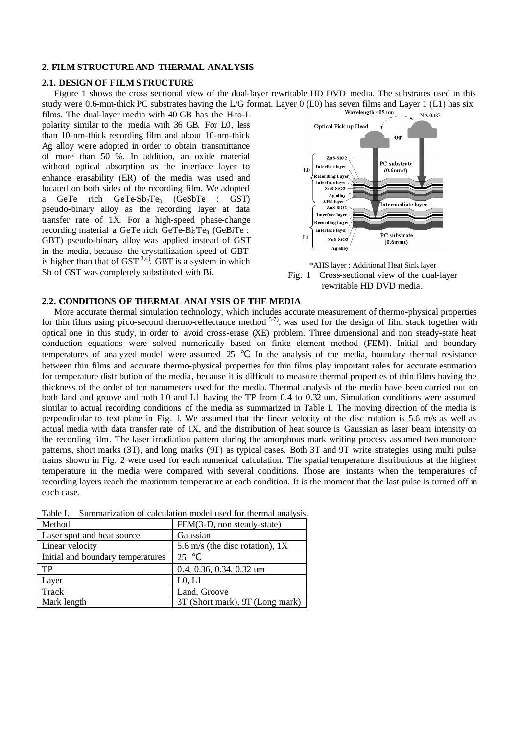## 2. FILM STRUCTURE AND THERMAL ANALYSIS

### 2.1. DESIGN OF FILM STRUCTURE

Figure 1 shows the cross sectional view of the dual-layer rewritable HD DVD media. The substrates used in this study were 0.6-mm-thick PC substrates having the L/G format. Layer 0 (L0) has seven films and Layer 1 (L1) has six films. The dual-layer media with 40 GB has the H-to-L polarity similar to the media with 36 GB. For L0, less than 10-nm-thick recording film and about 10-nm-thick Ag alloy were adopted in order to obtain transmittance of more than 50 %. In addition, an oxide material without optical absorption as the interface layer to enhance erasability (ER) of the media was used and located on both sides of the recording film. We adopted a GeTe rich GeTe-$Sb_2Te_3$ (GeSbTe : GST) pseudo-binary alloy as the recording layer at data transfer rate of 1X. For a high-speed phase-change recording material a GeTe rich GeTe-$Bi_2Te_3$ (GeBiTe : GBT) pseudo-binary alloy was applied instead of GST in the media, because the crystallization speed of GBT is higher than that of GST [3,4]. GBT is a system in which Sb of GST was completely substituted with Bi.

*AHS layer : Additional Heat Sink layer

Fig. 1 Cross-sectional view of the dual-layer rewritable HD DVD media.

### 2.2. CONDITIONS OF THERMAL ANALYSIS OF THE MEDIA

More accurate thermal simulation technology, which includes accurate measurement of thermo-physical properties for thin films using pico-second thermo-reflectance method [5-7], was used for the design of film stack together with optical one in this study, in order to avoid cross-erase (XE) problem. Three dimensional and non steady-state heat conduction equations were solved numerically based on finite element method (FEM). Initial and boundary temperatures of analyzed model were assumed 25 °C. In the analysis of the media, boundary thermal resistance between thin films and accurate thermo-physical properties for thin films play important roles for accurate estimation for temperature distribution of the media, because it is difficult to measure thermal properties of thin films having the thickness of the order of ten nanometers used for the media. Thermal analysis of the media have been carried out on both land and groove and both L0 and L1 having the TP from 0.4 to 0.32 um. Simulation conditions were assumed similar to actual recording conditions of the media as summarized in Table I. The moving direction of the media is perpendicular to text plane in Fig. 1. We assumed that the linear velocity of the disc rotation is 5.6 m/s as well as actual media with data transfer rate of 1X, and the distribution of heat source is Gaussian as laser beam intensity on the recording film. The laser irradiation pattern during the amorphous mark writing process assumed two monotone patterns, short marks (3T), and long marks (9T) as typical cases. Both 3T and 9T write strategies using multi pulse trains shown in Fig. 2 were used for each numerical calculation. The spatial temperature distributions at the highest temperature in the media were compared with several conditions. Those are instants when the temperatures of recording layers reach the maximum temperature at each condition. It is the moment that the last pulse is turned off in each case.

Table I. Summarization of calculation model used for thermal analysis.

| Method | FEM(3-D, non steady-state) |
|---|---|
| Laser spot and heat source | Gaussian |
| Linear velocity | 5.6 m/s (the disc rotation), 1X |
| Initial and boundary temperatures | 25 °C |
| TP | 0.4, 0.36, 0.34, 0.32 um |
| Layer | L0, L1 |
| Track | Land, Groove |
| Mark length | 3T (Short mark), 9T (Long mark) |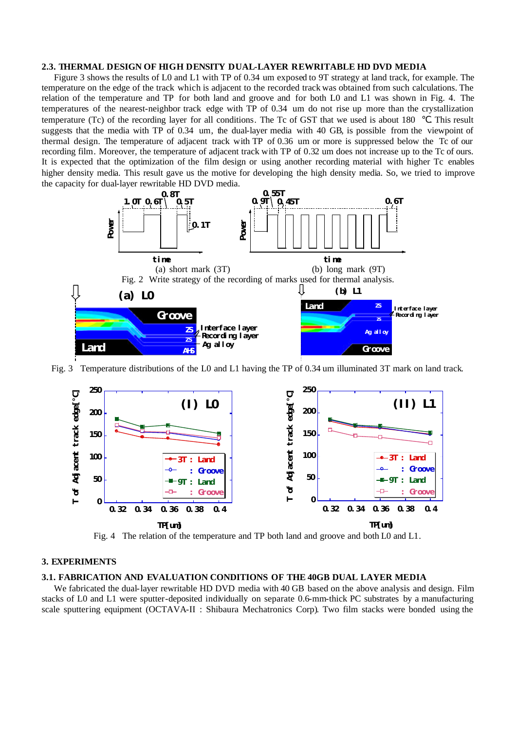### 2.3. THERMAL DESIGN OF HIGH DENSITY DUAL-LAYER REWRITABLE HD DVD MEDIA

Figure 3 shows the results of L0 and L1 with TP of 0.34 um exposed to 9T strategy at land track, for example. The temperature on the edge of the track which is adjacent to the recorded track was obtained from such calculations. The relation of the temperature and TP for both land and groove and for both L0 and L1 was shown in Fig. 4. The temperatures of the nearest-neighbor track edge with TP of 0.34 um do not rise up more than the crystallization temperature (Tc) of the recording layer for all conditions. The Tc of GST that we used is about 180 ℃. This result suggests that the media with TP of 0.34 um, the dual-layer media with 40 GB, is possible from the viewpoint of thermal design. The temperature of adjacent track with TP of 0.36 um or more is suppressed below the Tc of our recording film. Moreover, the temperature of adjacent track with TP of 0.32 um does not increase up to the Tc of ours. It is expected that the optimization of the film design or using another recording material with higher Tc enables higher density media. This result gave us the motive for developing the high density media. So, we tried to improve the capacity for dual-layer rewritable HD DVD media.

(a) short mark (3T) (b) long mark (9T)

Fig. 2 Write strategy of the recording of marks used for thermal analysis.

Fig. 3 Temperature distributions of the L0 and L1 having the TP of 0.34 um illuminated 3T mark on land track.

Fig. 4 The relation of the temperature and TP both land and groove and both L0 and L1.

## 3. EXPERIMENTS

### 3.1. FABRICATION AND EVALUATION CONDITIONS OF THE 40GB DUAL LAYER MEDIA

We fabricated the dual-layer rewritable HD DVD media with 40 GB based on the above analysis and design. Film stacks of L0 and L1 were sputter-deposited individually on separate 0.6-mm-thick PC substrates by a manufacturing scale sputtering equipment (OCTAVA-II : Shibaura Mechatronics Corp). Two film stacks were bonded using the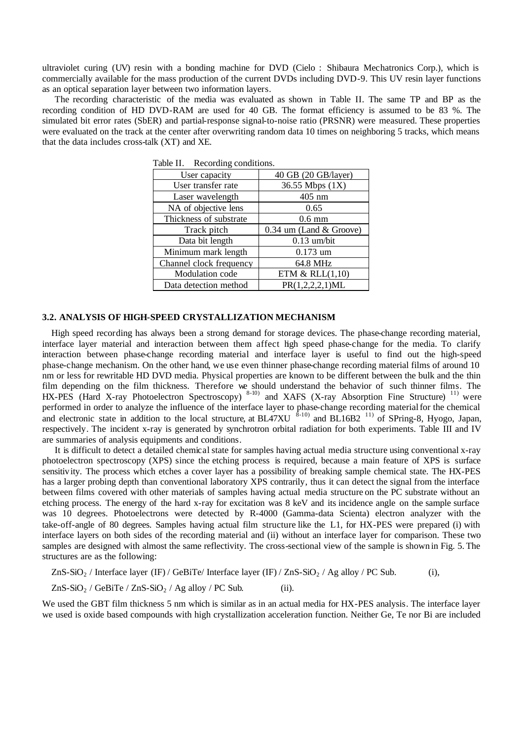ultraviolet curing (UV) resin with a bonding machine for DVD (Cielo : Shibaura Mechatronics Corp.), which is commercially available for the mass production of the current DVDs including DVD-9. This UV resin layer functions as an optical separation layer between two information layers.

The recording characteristic of the media was evaluated as shown in Table II. The same TP and BP as the recording condition of HD DVD-RAM are used for 40 GB. The format efficiency is assumed to be 83 %. The simulated bit error rates (SbER) and partial-response signal-to-noise ratio (PRSNR) were measured. These properties were evaluated on the track at the center after overwriting random data 10 times on neighboring 5 tracks, which means that the data includes cross-talk (XT) and XE.

Table II. Recording conditions.

| User capacity | 40 GB (20 GB/layer) |
|---|---|
| User transfer rate | 36.55 Mbps (1X) |
| Laser wavelength | 405 nm |
| NA of objective lens | 0.65 |
| Thickness of substrate | 0.6 mm |
| Track pitch | 0.34 um (Land & Groove) |
| Data bit length | 0.13 um/bit |
| Minimum mark length | 0.173 um |
| Channel clock frequency | 64.8 MHz |
| Modulation code | ETM & RLL(1,10) |
| Data detection method | PR(1,2,2,2,1)ML |

### 3.2. ANALYSIS OF HIGH-SPEED CRYSTALLIZATION MECHANISM

High speed recording has always been a strong demand for storage devices. The phase-change recording material, interface layer material and interaction between them affect high speed phase-change for the media. To clarify interaction between phase-change recording material and interface layer is useful to find out the high-speed phase-change mechanism. On the other hand, we use even thinner phase-change recording material films of around 10 nm or less for rewritable HD DVD media. Physical properties are known to be different between the bulk and the thin film depending on the film thickness. Therefore we should understand the behavior of such thinner films. The HX-PES (Hard X-ray Photoelectron Spectroscopy) [8-10] and XAFS (X-ray Absorption Fine Structure) [11] were performed in order to analyze the influence of the interface layer to phase-change recording material for the chemical and electronic state in addition to the local structure, at BL47XU [8-10] and BL16B2 [11] of SPring-8, Hyogo, Japan, respectively. The incident x-ray is generated by synchrotron orbital radiation for both experiments. Table III and IV are summaries of analysis equipments and conditions.

It is difficult to detect a detailed chemical state for samples having actual media structure using conventional x-ray photoelectron spectroscopy (XPS) since the etching process is required, because a main feature of XPS is surface sensitivity. The process which etches a cover layer has a possibility of breaking sample chemical state. The HX-PES has a larger probing depth than conventional laboratory XPS contrarily, thus it can detect the signal from the interface between films covered with other materials of samples having actual media structure on the PC substrate without an etching process. The energy of the hard x-ray for excitation was 8 keV and its incidence angle on the sample surface was 10 degrees. Photoelectrons were detected by R-4000 (Gamma-data Scienta) electron analyzer with the take-off-angle of 80 degrees. Samples having actual film structure like the L1, for HX-PES were prepared (i) with interface layers on both sides of the recording material and (ii) without an interface layer for comparison. These two samples are designed with almost the same reflectivity. The cross-sectional view of the sample is shown in Fig. 5. The structures are as the following:

$ZnS\text{-}SiO_2$ / Interface layer (IF) / GeBiTe/ Interface layer (IF) / $ZnS\text{-}SiO_2$ / Ag alloy / PC Sub. (i),

$ZnS\text{-}SiO_2$ / GeBiTe / $ZnS\text{-}SiO_2$ / Ag alloy / PC Sub. (ii).

We used the GBT film thickness 5 nm which is similar as in an actual media for HX-PES analysis. The interface layer we used is oxide based compounds with high crystallization acceleration function. Neither Ge, Te nor Bi are included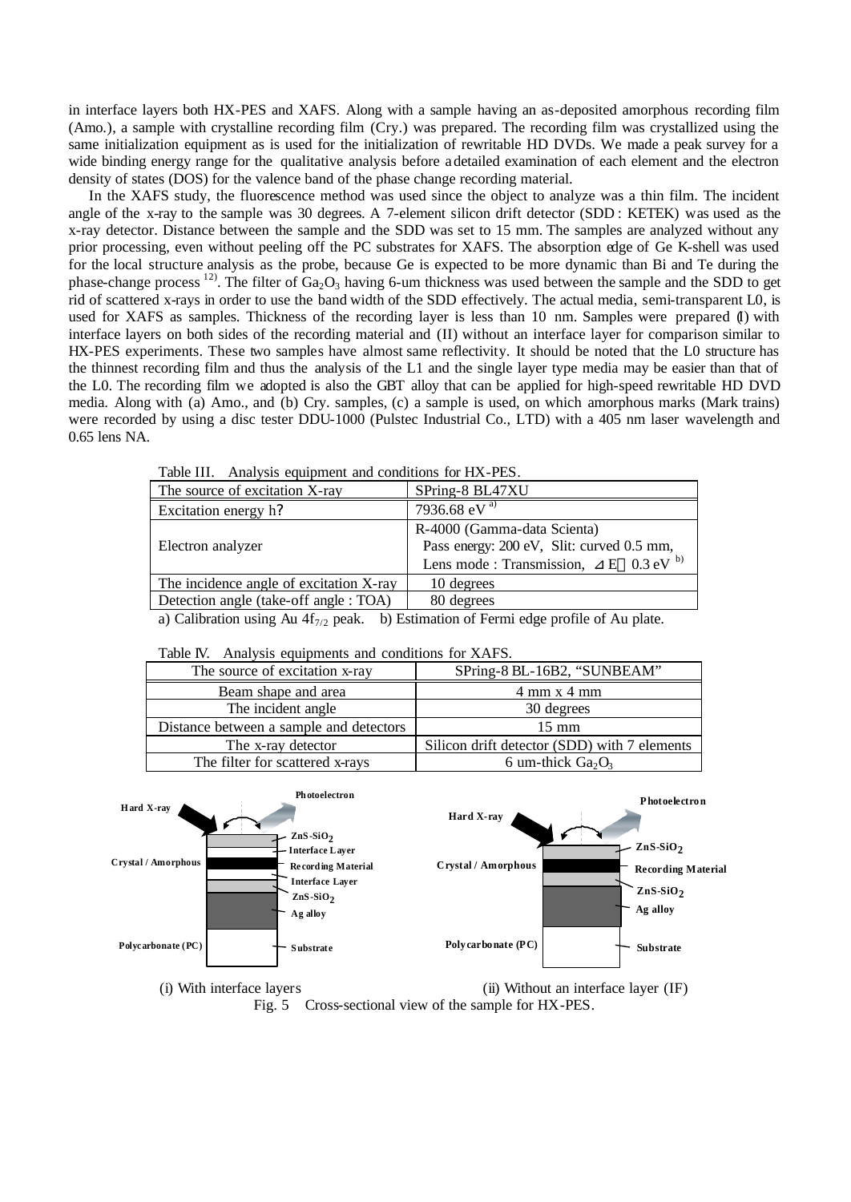in interface layers both HX-PES and XAFS. Along with a sample having an as-deposited amorphous recording film (Amo.), a sample with crystalline recording film (Cry.) was prepared. The recording film was crystallized using the same initialization equipment as is used for the initialization of rewritable HD DVDs. We made a peak survey for a wide binding energy range for the qualitative analysis before a detailed examination of each element and the electron density of states (DOS) for the valence band of the phase change recording material.

In the XAFS study, the fluorescence method was used since the object to analyze was a thin film. The incident angle of the x-ray to the sample was 30 degrees. A 7-element silicon drift detector (SDD : KETEK) was used as the x-ray detector. Distance between the sample and the SDD was set to 15 mm. The samples are analyzed without any prior processing, even without peeling off the PC substrates for XAFS. The absorption edge of Ge K-shell was used for the local structure analysis as the probe, because Ge is expected to be more dynamic than Bi and Te during the phase-change process [12]. The filter of $Ga_2O_3$ having 6-um thickness was used between the sample and the SDD to get rid of scattered x-rays in order to use the band width of the SDD effectively. The actual media, semi-transparent L0, is used for XAFS as samples. Thickness of the recording layer is less than 10 nm. Samples were prepared (I) with interface layers on both sides of the recording material and (II) without an interface layer for comparison similar to HX-PES experiments. These two samples have almost same reflectivity. It should be noted that the L0 structure has the thinnest recording film and thus the analysis of the L1 and the single layer type media may be easier than that of the L0. The recording film we adopted is also the GBT alloy that can be applied for high-speed rewritable HD DVD media. Along with (a) Amo., and (b) Cry. samples, (c) a sample is used, on which amorphous marks (Mark trains) were recorded by using a disc tester DDU-1000 (Pulstec Industrial Co., LTD) with a 405 nm laser wavelength and 0.65 lens NA.

Table III. Analysis equipment and conditions for HX-PES.

| | |
|---|---|
| The source of excitation X-ray | SPring-8 BL47XU |
| Excitation energy h? | 7936.68 eV [a)] |
| Electron analyzer | R-4000 (Gamma-data Scienta)<br>Pass energy: 200 eV, Slit: curved 0.5 mm,<br>Lens mode : Transmission, ⊿E 0.3 eV [b)] |
| The incidence angle of excitation X-ray | 10 degrees |
| Detection angle (take-off angle : TOA) | 80 degrees |

a) Calibration using Au $4f_{7/2}$ peak. b) Estimation of Fermi edge profile of Au plate.

Table IV. Analysis equipments and conditions for XAFS.

| | |
|---|---|
| The source of excitation x-ray | SPring-8 BL-16B2, "SUNBEAM" |
| Beam shape and area | 4 mm x 4 mm |
| The incident angle | 30 degrees |
| Distance between a sample and detectors | 15 mm |
| The x-ray detector | Silicon drift detector (SDD) with 7 elements |
| The filter for scattered x-rays | 6 um-thick $Ga_2O_3$ |

(i) With interface layers (ii) Without an interface layer (IF)

Fig. 5 Cross-sectional view of the sample for HX-PES.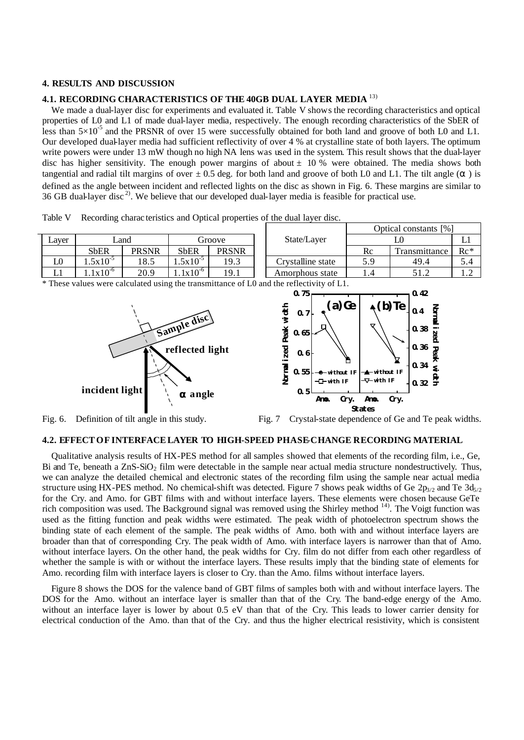## 4. RESULTS AND DISCUSSION

### 4.1. RECORDING CHARACTERISTICS OF THE 40GB DUAL LAYER MEDIA [13)]

We made a dual-layer disc for experiments and evaluated it. Table V shows the recording characteristics and optical properties of L0 and L1 of made dual-layer media, respectively. The enough recording characteristics of the SbER of less than $5\times10^{-5}$ and the PRSNR of over 15 were successfully obtained for both land and groove of both L0 and L1. Our developed dual-layer media had sufficient reflectivity of over 4 % at crystalline state of both layers. The optimum write powers were under 13 mW though no high NA lens was used in the system. This result shows that the dual-layer disc has higher sensitivity. The enough power margins of about ± 10 % were obtained. The media shows both tangential and radial tilt margins of over ± 0.5 deg. for both land and groove of both L0 and L1. The tilt angle (α) is defined as the angle between incident and reflected lights on the disc as shown in Fig. 6. These margins are similar to 36 GB dual-layer disc [2)]. We believe that our developed dual-layer media is feasible for practical use.

Table V Recording characteristics and Optical properties of the dual layer disc.

| Layer | Land | | Groove | |
|---|---|---|---|---|
| | SbER | PRSNR | SbER | PRSNR |
| L0 | $1.5\times10^{-5}$ | 18.5 | $1.5\times10^{-5}$ | 19.3 |
| L1 | $1.1\times10^{-6}$ | 20.9 | $1.1\times10^{-6}$ | 19.1 |

| State/Layer | Optical constants [%] | | |
|---|---|---|---|
| | L0 | | L1 |
| | Rc | Transmittance | Rc* |
| Crystalline state | 5.9 | 49.4 | 5.4 |
| Amorphous state | 1.4 | 51.2 | 1.2 |

\* These values were calculated using the transmittance of L0 and the reflectivity of L1.

Fig. 6. Definition of tilt angle in this study.

Fig. 7 Crystal-state dependence of Ge and Te peak widths.

### 4.2. EFFECT OF INTERFACE LAYER TO HIGH-SPEED PHASE-CHANGE RECORDING MATERIAL

Qualitative analysis results of HX-PES method for all samples showed that elements of the recording film, i.e., Ge, Bi and Te, beneath a $ZnS\text{-}SiO_2$ film were detectable in the sample near actual media structure nondestructively. Thus, we can analyze the detailed chemical and electronic states of the recording film using the sample near actual media structure using HX-PES method. No chemical-shift was detected. Figure 7 shows peak widths of Ge $2p_{3/2}$ and Te $3d_{5/2}$ for the Cry. and Amo. for GBT films with and without interface layers. These elements were chosen because GeTe rich composition was used. The Background signal was removed using the Shirley method [14)]. The Voigt function was used as the fitting function and peak widths were estimated. The peak width of photoelectron spectrum shows the binding state of each element of the sample. The peak widths of Amo. both with and without interface layers are broader than that of corresponding Cry. The peak width of Amo. with interface layers is narrower than that of Amo. without interface layers. On the other hand, the peak widths for Cry. film do not differ from each other regardless of whether the sample is with or without the interface layers. These results imply that the binding state of elements for Amo. recording film with interface layers is closer to Cry. than the Amo. films without interface layers.

Figure 8 shows the DOS for the valence band of GBT films of samples both with and without interface layers. The DOS for the Amo. without an interface layer is smaller than that of the Cry. The band-edge energy of the Amo. without an interface layer is lower by about 0.5 eV than that of the Cry. This leads to lower carrier density for electrical conduction of the Amo. than that of the Cry. and thus the higher electrical resistivity, which is consistent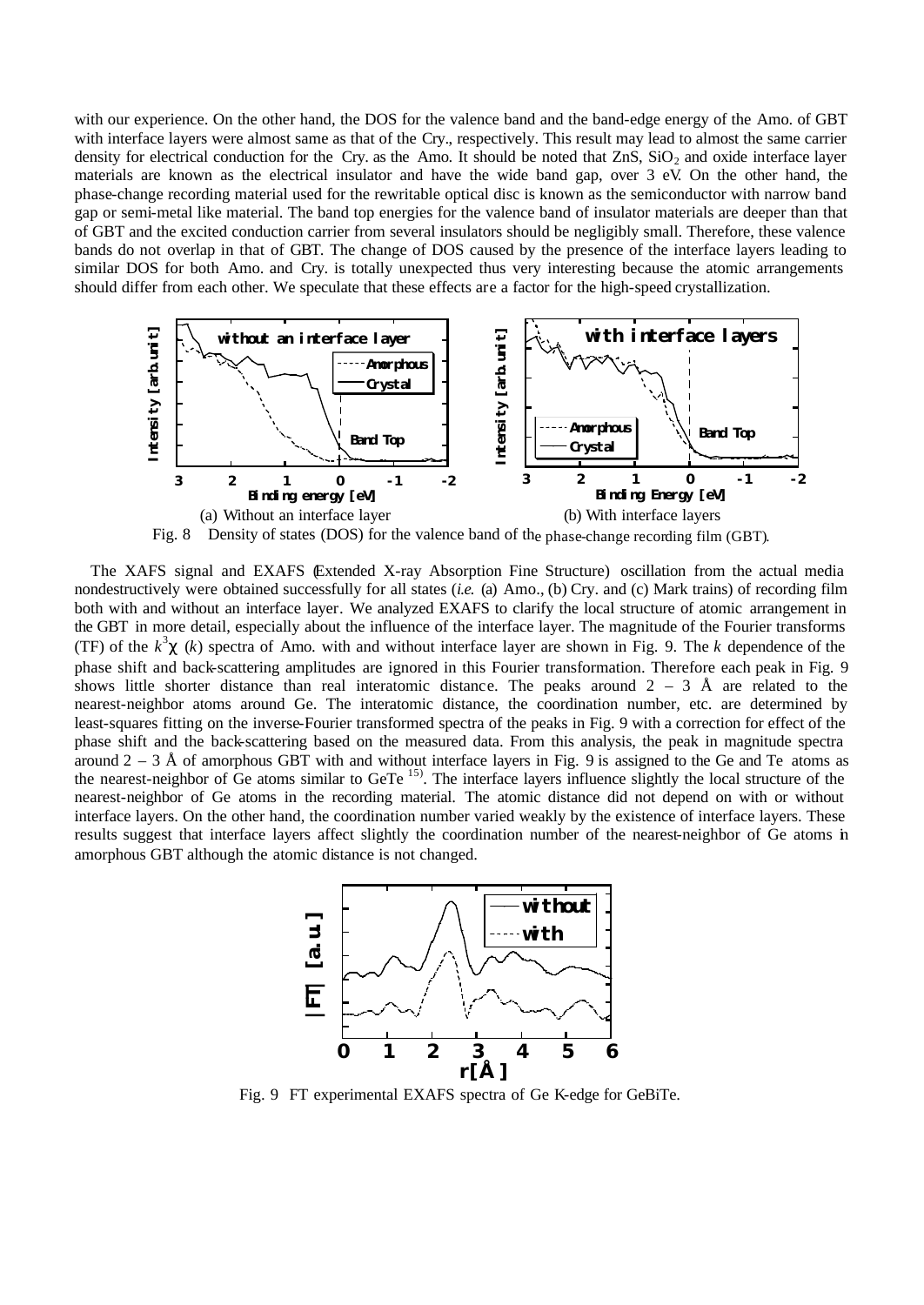with our experience. On the other hand, the DOS for the valence band and the band-edge energy of the Amo. of GBT with interface layers were almost same as that of the Cry., respectively. This result may lead to almost the same carrier density for electrical conduction for the Cry. as the Amo. It should be noted that ZnS, $SiO_2$ and oxide interface layer materials are known as the electrical insulator and have the wide band gap, over 3 eV. On the other hand, the phase-change recording material used for the rewritable optical disc is known as the semiconductor with narrow band gap or semi-metal like material. The band top energies for the valence band of insulator materials are deeper than that of GBT and the excited conduction carrier from several insulators should be negligibly small. Therefore, these valence bands do not overlap in that of GBT. The change of DOS caused by the presence of the interface layers leading to similar DOS for both Amo. and Cry. is totally unexpected thus very interesting because the atomic arrangements should differ from each other. We speculate that these effects are a factor for the high-speed crystallization.

(a) Without an interface layer (b) With interface layers

Fig. 8 Density of states (DOS) for the valence band of the phase-change recording film (GBT).

The XAFS signal and EXAFS (Extended X-ray Absorption Fine Structure) oscillation from the actual media nondestructively were obtained successfully for all states (*i.e.* (a) Amo., (b) Cry. and (c) Mark trains) of recording film both with and without an interface layer. We analyzed EXAFS to clarify the local structure of atomic arrangement in the GBT in more detail, especially about the influence of the interface layer. The magnitude of the Fourier transforms (TF) of the $k^3\chi(k)$ spectra of Amo. with and without interface layer are shown in Fig. 9. The $k$ dependence of the phase shift and back-scattering amplitudes are ignored in this Fourier transformation. Therefore each peak in Fig. 9 shows little shorter distance than real interatomic distance. The peaks around 2 – 3 Å are related to the nearest-neighbor atoms around Ge. The interatomic distance, the coordination number, etc. are determined by least-squares fitting on the inverse-Fourier transformed spectra of the peaks in Fig. 9 with a correction for effect of the phase shift and the back-scattering based on the measured data. From this analysis, the peak in magnitude spectra around 2 – 3 Å of amorphous GBT with and without interface layers in Fig. 9 is assigned to the Ge and Te atoms as the nearest-neighbor of Ge atoms similar to GeTe [15]. The interface layers influence slightly the local structure of the nearest-neighbor of Ge atoms in the recording material. The atomic distance did not depend on with or without interface layers. On the other hand, the coordination number varied weakly by the existence of interface layers. These results suggest that interface layers affect slightly the coordination number of the nearest-neighbor of Ge atoms in amorphous GBT although the atomic distance is not changed.

Fig. 9 FT experimental EXAFS spectra of Ge K-edge for GeBiTe.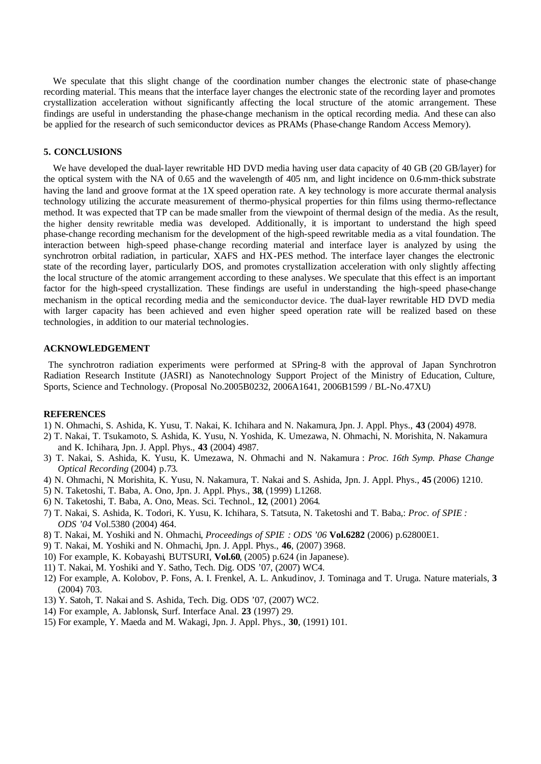We speculate that this slight change of the coordination number changes the electronic state of phase-change recording material. This means that the interface layer changes the electronic state of the recording layer and promotes crystallization acceleration without significantly affecting the local structure of the atomic arrangement. These findings are useful in understanding the phase-change mechanism in the optical recording media. And these can also be applied for the research of such semiconductor devices as PRAMs (Phase-change Random Access Memory).

## 5. CONCLUSIONS

We have developed the dual-layer rewritable HD DVD media having user data capacity of 40 GB (20 GB/layer) for the optical system with the NA of 0.65 and the wavelength of 405 nm, and light incidence on 0.6-mm-thick substrate having the land and groove format at the 1X speed operation rate. A key technology is more accurate thermal analysis technology utilizing the accurate measurement of thermo-physical properties for thin films using thermo-reflectance method. It was expected that TP can be made smaller from the viewpoint of thermal design of the media. As the result, the higher density rewritable media was developed. Additionally, it is important to understand the high speed phase-change recording mechanism for the development of the high-speed rewritable media as a vital foundation. The interaction between high-speed phase-change recording material and interface layer is analyzed by using the synchrotron orbital radiation, in particular, XAFS and HX-PES method. The interface layer changes the electronic state of the recording layer, particularly DOS, and promotes crystallization acceleration with only slightly affecting the local structure of the atomic arrangement according to these analyses. We speculate that this effect is an important factor for the high-speed crystallization. These findings are useful in understanding the high-speed phase-change mechanism in the optical recording media and the semiconductor device. The dual-layer rewritable HD DVD media with larger capacity has been achieved and even higher speed operation rate will be realized based on these technologies, in addition to our material technologies.

## ACKNOWLEDGEMENT

The synchrotron radiation experiments were performed at SPring-8 with the approval of Japan Synchrotron Radiation Research Institute (JASRI) as Nanotechnology Support Project of the Ministry of Education, Culture, Sports, Science and Technology. (Proposal No.2005B0232, 2006A1641, 2006B1599 / BL-No.47XU)

## REFERENCES

1) N. Ohmachi, S. Ashida, K. Yusu, T. Nakai, K. Ichihara and N. Nakamura, Jpn. J. Appl. Phys., **43** (2004) 4978.
2) T. Nakai, T. Tsukamoto, S. Ashida, K. Yusu, N. Yoshida, K. Umezawa, N. Ohmachi, N. Morishita, N. Nakamura and K. Ichihara, Jpn. J. Appl. Phys., **43** (2004) 4987.
3) T. Nakai, S. Ashida, K. Yusu, K. Umezawa, N. Ohmachi and N. Nakamura : *Proc. 16th Symp. Phase Change Optical Recording* (2004) p.73.
4) N. Ohmachi, N. Morishita, K. Yusu, N. Nakamura, T. Nakai and S. Ashida, Jpn. J. Appl. Phys., **45** (2006) 1210.
5) N. Taketoshi, T. Baba, A. Ono, Jpn. J. Appl. Phys., **38**, (1999) L1268.
6) N. Taketoshi, T. Baba, A. Ono, Meas. Sci. Technol., **12**, (2001) 2064.
7) T. Nakai, S. Ashida, K. Todori, K. Yusu, K. Ichihara, S. Tatsuta, N. Taketoshi and T. Baba,: *Proc. of SPIE : ODS '04* Vol.5380 (2004) 464.
8) T. Nakai, M. Yoshiki and N. Ohmachi, *Proceedings of SPIE : ODS '06* **Vol.6282** (2006) p.62800E1.
9) T. Nakai, M. Yoshiki and N. Ohmachi, Jpn. J. Appl. Phys., **46**, (2007) 3968.
10) For example, K. Kobayashi, BUTSURI, **Vol.60**, (2005) p.624 (in Japanese).
11) T. Nakai, M. Yoshiki and Y. Satho, Tech. Dig. ODS '07, (2007) WC4.
12) For example, A. Kolobov, P. Fons, A. I. Frenkel, A. L. Ankudinov, J. Tominaga and T. Uruga. Nature materials, **3** (2004) 703.
13) Y. Satoh, T. Nakai and S. Ashida, Tech. Dig. ODS '07, (2007) WC2.
14) For example, A. Jablonsk, Surf. Interface Anal. **23** (1997) 29.
15) For example, Y. Maeda and M. Wakagi, Jpn. J. Appl. Phys., **30**, (1991) 101.